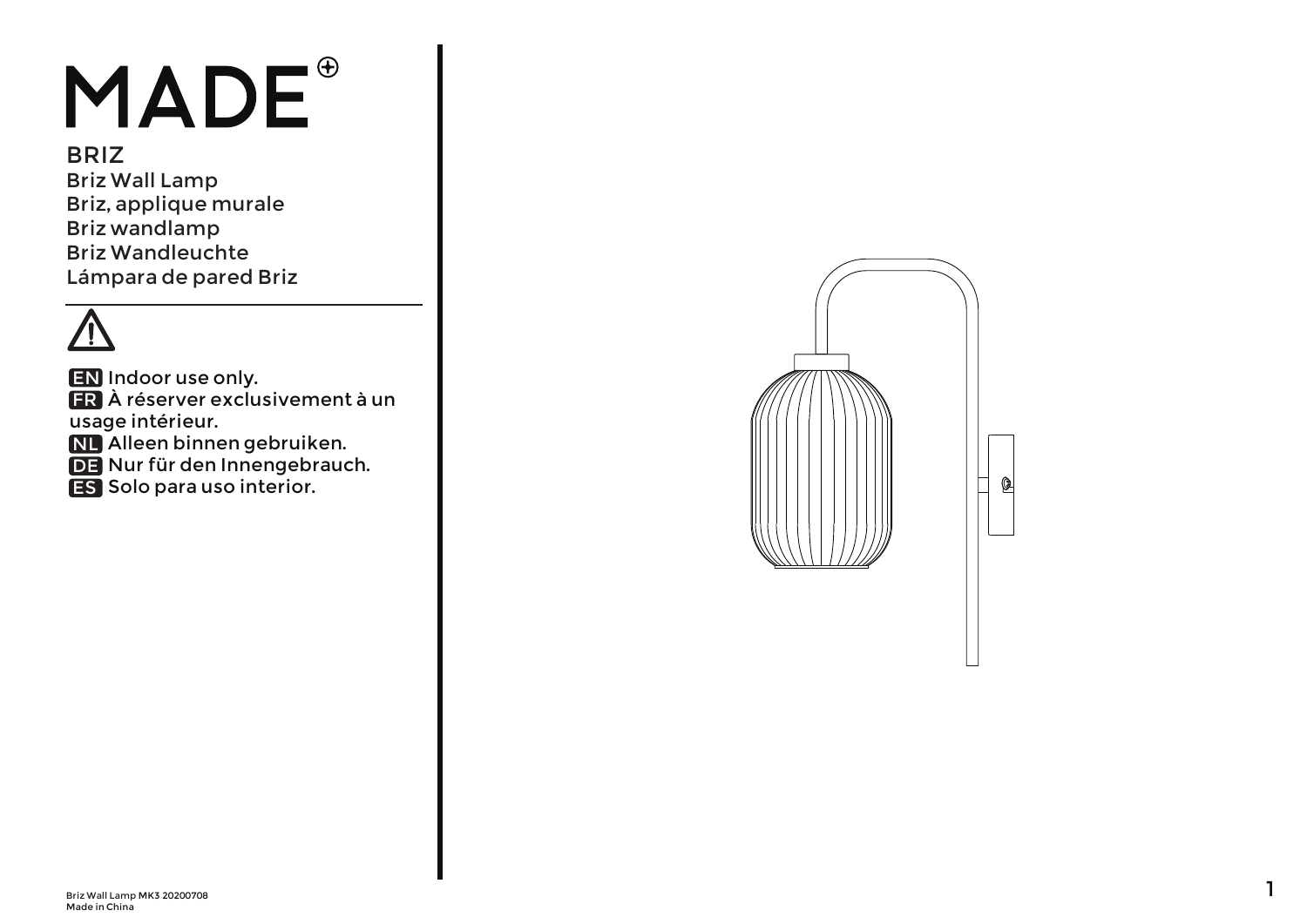# MADE®

## BRIZ

Briz Wall Lamp
Briz, applique murale
Briz wandlamp
Briz Wandleuchte
Lámpara de pared Briz

⚠

**EN** Indoor use only.
**FR** À réserver exclusivement à un usage intérieur.
**NL** Alleen binnen gebruiken.
**DE** Nur für den Innengebrauch.
**ES** Solo para uso interior.

Briz Wall Lamp MK3 20200708
Made in China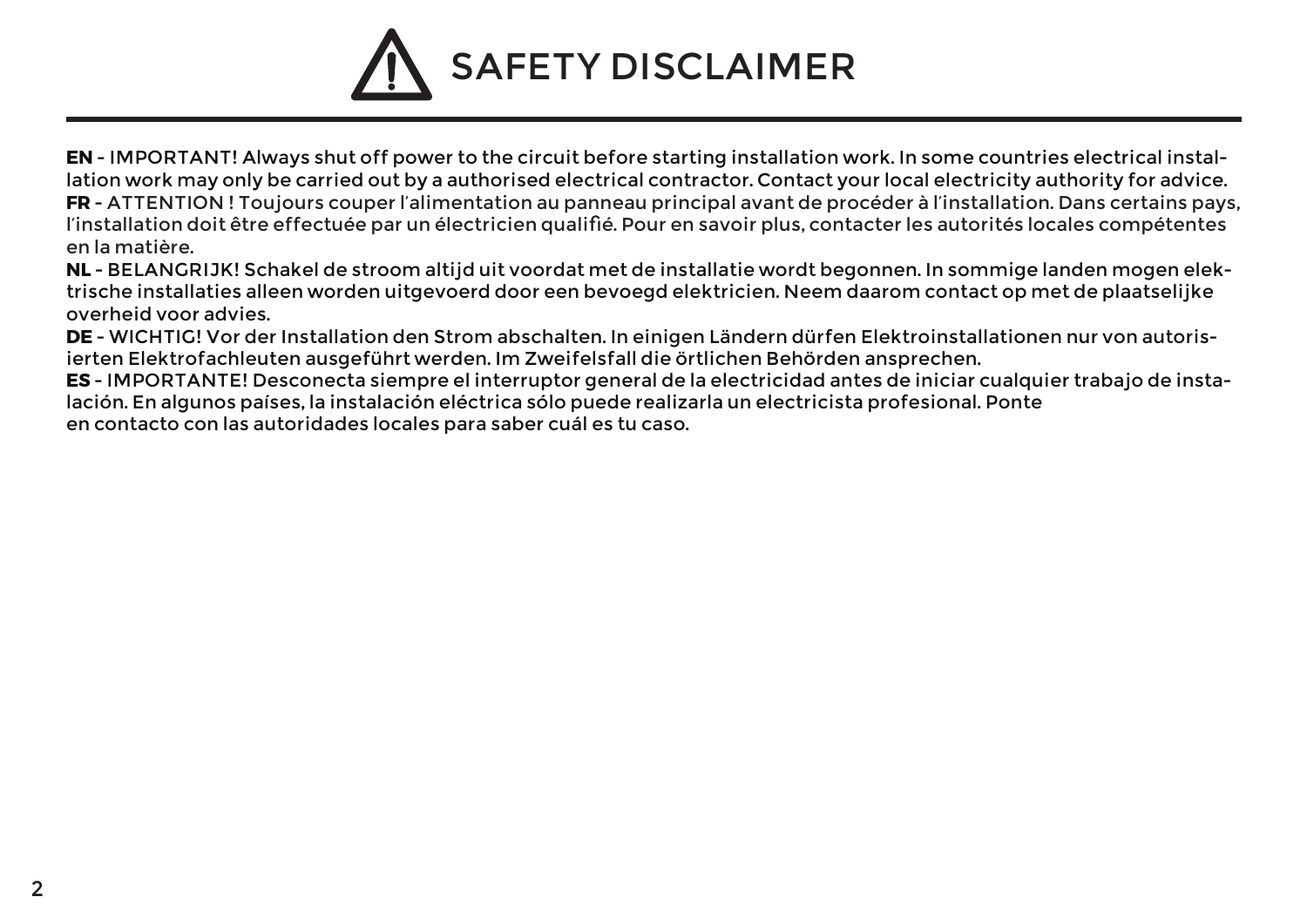# SAFETY DISCLAIMER

**EN** - IMPORTANT! Always shut off power to the circuit before starting installation work. In some countries electrical installation work may only be carried out by a authorised electrical contractor. Contact your local electricity authority for advice.
**FR** - ATTENTION ! Toujours couper l'alimentation au panneau principal avant de procéder à l'installation. Dans certains pays, l'installation doit être effectuée par un électricien qualifié. Pour en savoir plus, contacter les autorités locales compétentes en la matière.
**NL** - BELANGRIJK! Schakel de stroom altijd uit voordat met de installatie wordt begonnen. In sommige landen mogen elektrische installaties alleen worden uitgevoerd door een bevoegd elektricien. Neem daarom contact op met de plaatselijke overheid voor advies.
**DE** - WICHTIG! Vor der Installation den Strom abschalten. In einigen Ländern dürfen Elektroinstallationen nur von autorisierten Elektrofachleuten ausgeführt werden. Im Zweifelsfall die örtlichen Behörden ansprechen.
**ES** - IMPORTANTE! Desconecta siempre el interruptor general de la electricidad antes de iniciar cualquier trabajo de instalación. En algunos países, la instalación eléctrica sólo puede realizarla un electricista profesional. Ponte en contacto con las autoridades locales para saber cuál es tu caso.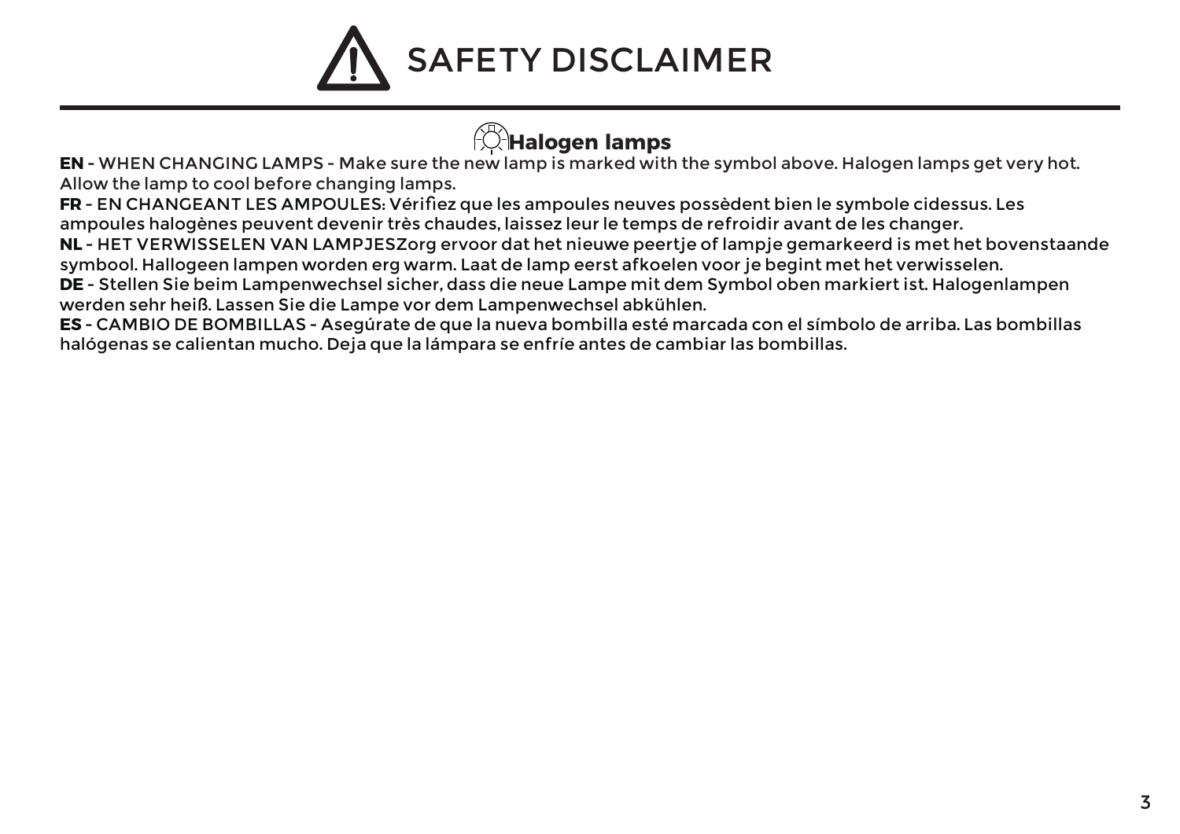# ⚠ SAFETY DISCLAIMER

## Halogen lamps

**EN** - WHEN CHANGING LAMPS - Make sure the new lamp is marked with the symbol above. Halogen lamps get very hot. Allow the lamp to cool before changing lamps.

**FR** - EN CHANGEANT LES AMPOULES: Vérifiez que les ampoules neuves possèdent bien le symbole cidessus. Les ampoules halogènes peuvent devenir très chaudes, laissez leur le temps de refroidir avant de les changer.

**NL** - HET VERWISSELEN VAN LAMPJESZorg ervoor dat het nieuwe peertje of lampje gemarkeerd is met het bovenstaande symbool. Hallogeen lampen worden erg warm. Laat de lamp eerst afkoelen voor je begint met het verwisselen.

**DE** - Stellen Sie beim Lampenwechsel sicher, dass die neue Lampe mit dem Symbol oben markiert ist. Halogenlampen werden sehr heiß. Lassen Sie die Lampe vor dem Lampenwechsel abkühlen.

**ES** - CAMBIO DE BOMBILLAS - Asegúrate de que la nueva bombilla esté marcada con el símbolo de arriba. Las bombillas halógenas se calientan mucho. Deja que la lámpara se enfríe antes de cambiar las bombillas.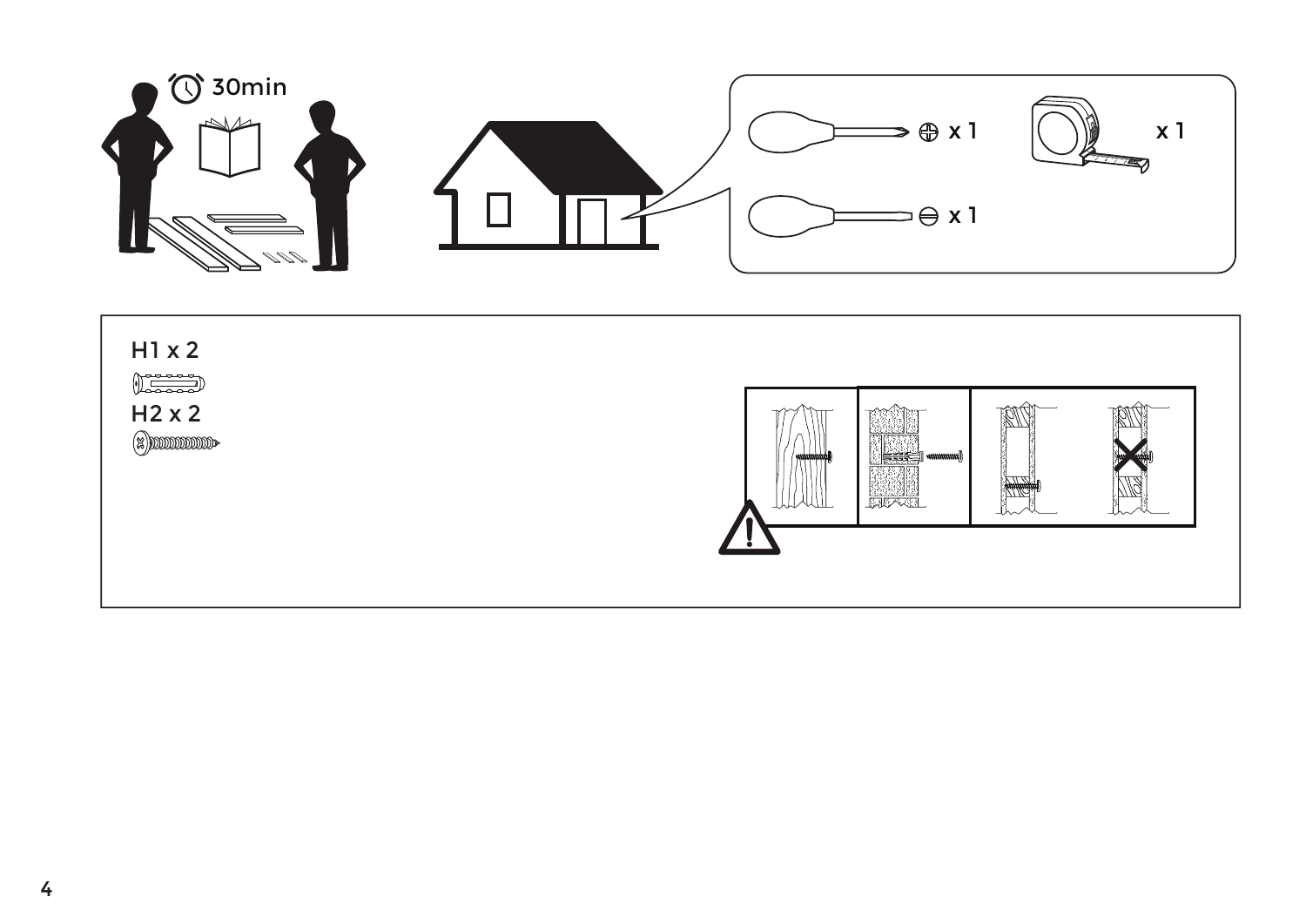30min

x 1

x 1

x 1

H1 x 2

H2 x 2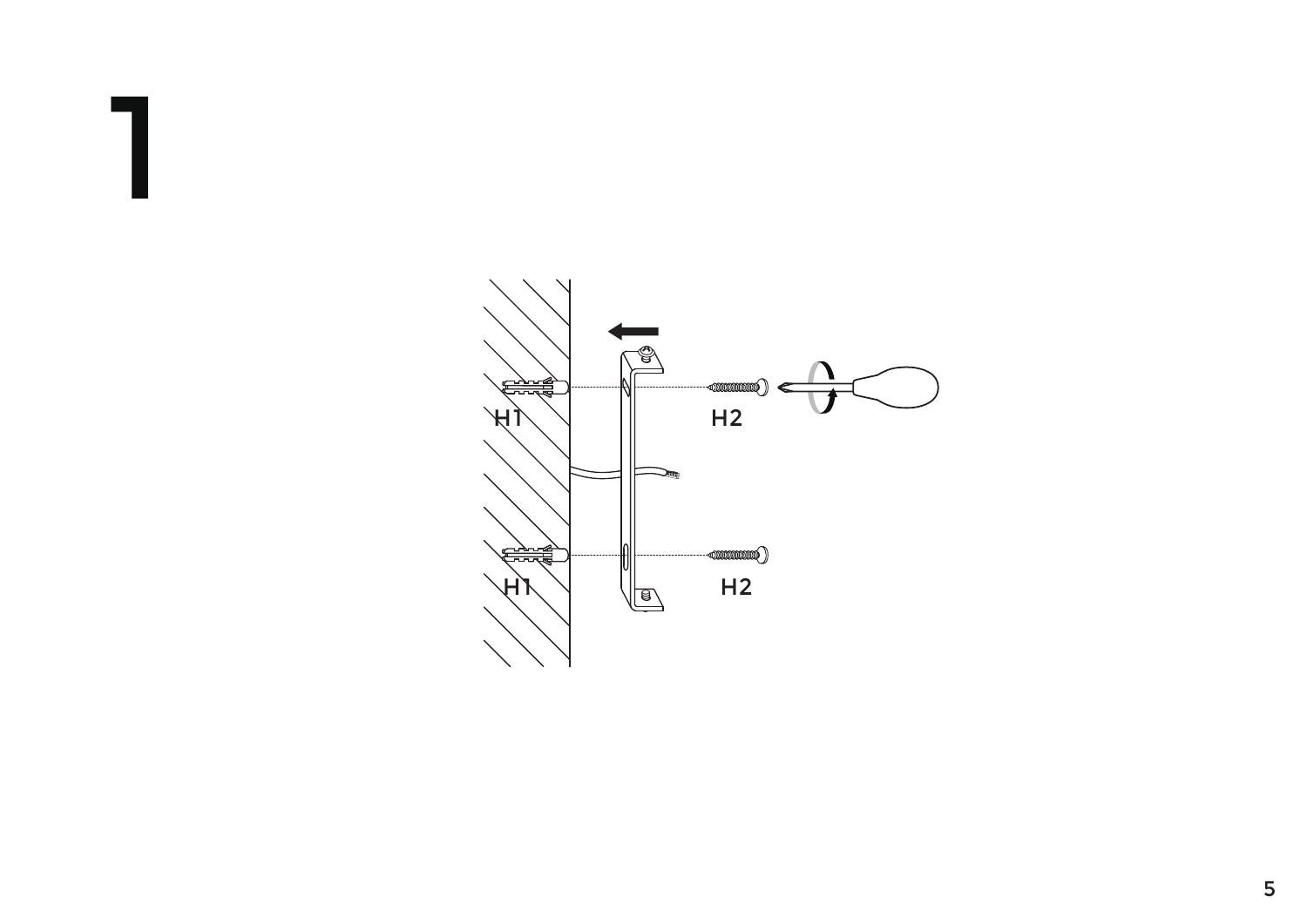# 1

H1

H2

H1

H2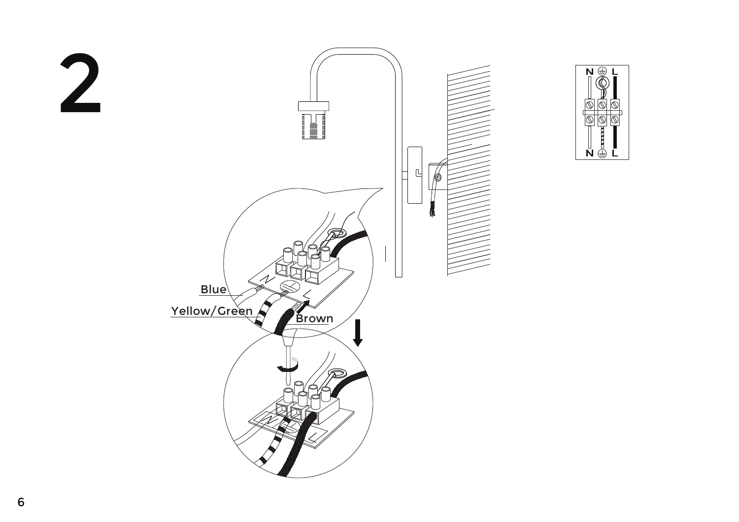# 2

Blue

Yellow/Green

Brown

N ⏚ L

N ⏚ L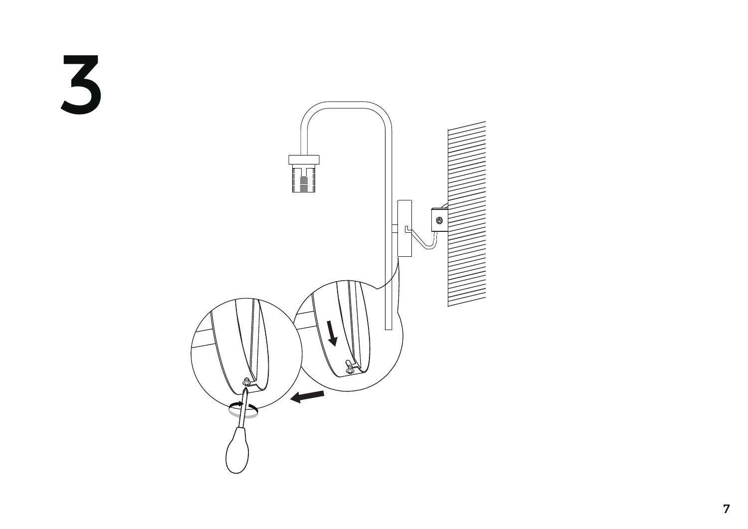# 3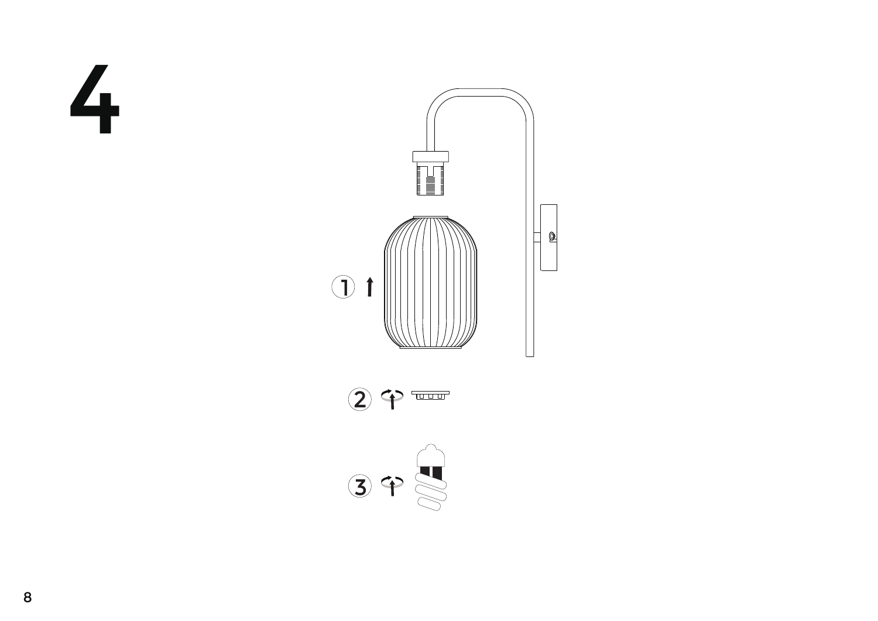# 4

1

2

3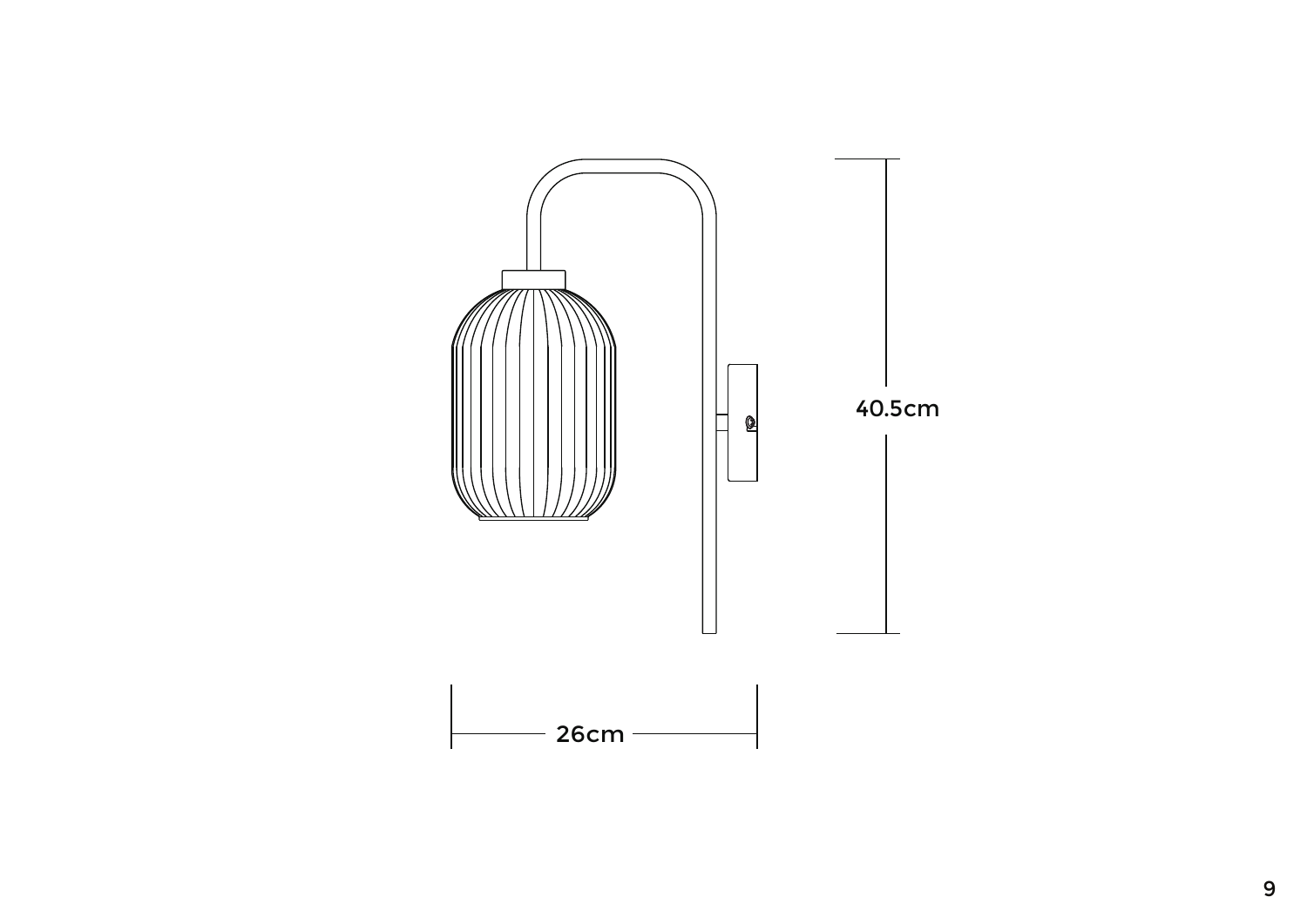40.5cm

26cm